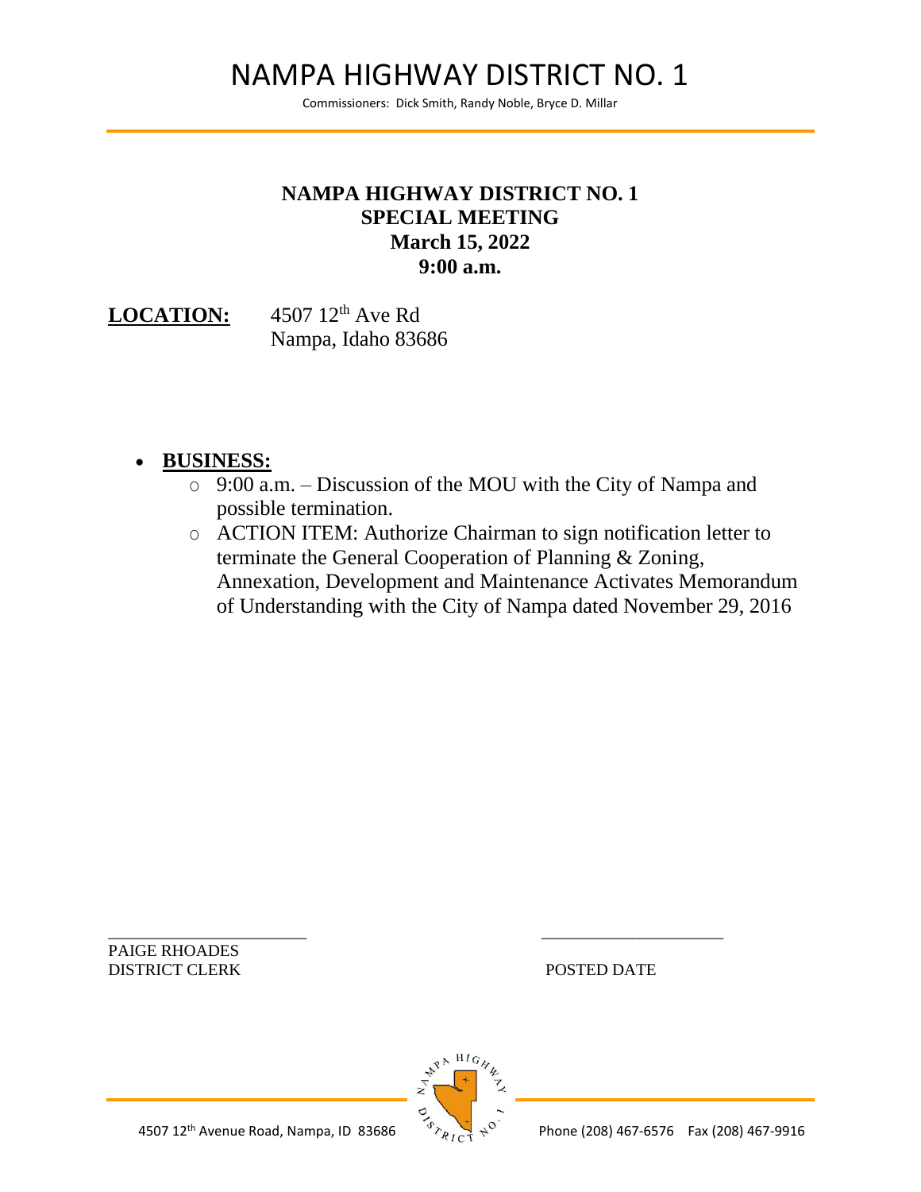# NAMPA HIGHWAY DISTRICT NO. 1

Commissioners: Dick Smith, Randy Noble, Bryce D. Millar

**NAMPA HIGHWAY DISTRICT NO. 1**
**SPECIAL MEETING**
**March 15, 2022**
**9:00 a.m.**

**LOCATION:** 4507 12th Ave Rd
Nampa, Idaho 83686

- **BUSINESS:**
  - 9:00 a.m. – Discussion of the MOU with the City of Nampa and possible termination.
  - ACTION ITEM: Authorize Chairman to sign notification letter to terminate the General Cooperation of Planning & Zoning, Annexation, Development and Maintenance Activates Memorandum of Understanding with the City of Nampa dated November 29, 2016

\_\_\_\_\_\_\_\_\_\_\_\_\_\_\_\_\_\_\_\_\_\_\_\_
PAIGE RHOADES
DISTRICT CLERK

\_\_\_\_\_\_\_\_\_\_\_\_\_\_\_\_\_\_\_\_\_\_\_\_
POSTED DATE

4507 12th Avenue Road, Nampa, ID 83686 Phone (208) 467-6576 Fax (208) 467-9916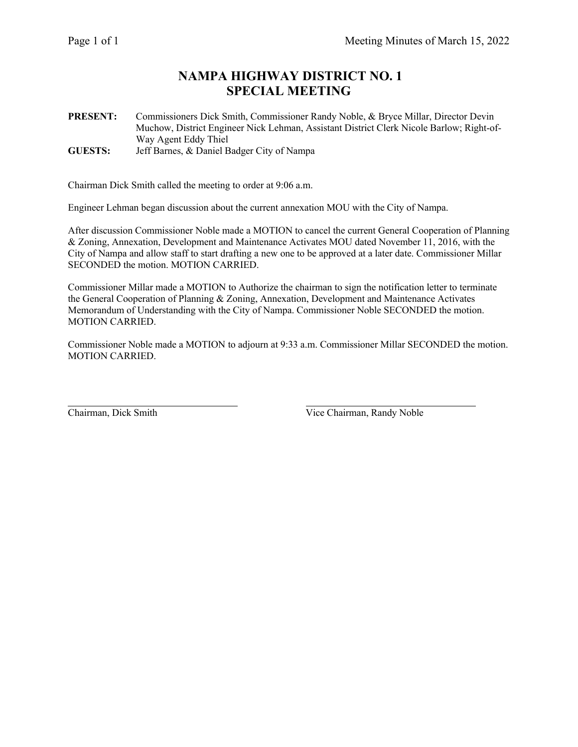# NAMPA HIGHWAY DISTRICT NO. 1
# SPECIAL MEETING

**PRESENT:** Commissioners Dick Smith, Commissioner Randy Noble, & Bryce Millar, Director Devin Muchow, District Engineer Nick Lehman, Assistant District Clerk Nicole Barlow; Right-of-Way Agent Eddy Thiel

**GUESTS:** Jeff Barnes, & Daniel Badger City of Nampa

Chairman Dick Smith called the meeting to order at 9:06 a.m.

Engineer Lehman began discussion about the current annexation MOU with the City of Nampa.

After discussion Commissioner Noble made a MOTION to cancel the current General Cooperation of Planning & Zoning, Annexation, Development and Maintenance Activates MOU dated November 11, 2016, with the City of Nampa and allow staff to start drafting a new one to be approved at a later date. Commissioner Millar SECONDED the motion. MOTION CARRIED.

Commissioner Millar made a MOTION to Authorize the chairman to sign the notification letter to terminate the General Cooperation of Planning & Zoning, Annexation, Development and Maintenance Activates Memorandum of Understanding with the City of Nampa. Commissioner Noble SECONDED the motion. MOTION CARRIED.

Commissioner Noble made a MOTION to adjourn at 9:33 a.m. Commissioner Millar SECONDED the motion. MOTION CARRIED.

\_\_\_\_\_\_\_\_\_\_\_\_\_\_\_\_\_\_\_\_\_\_\_\_\_\_\_\_\_\_
Chairman, Dick Smith

\_\_\_\_\_\_\_\_\_\_\_\_\_\_\_\_\_\_\_\_\_\_\_\_\_\_\_\_\_\_
Vice Chairman, Randy Noble